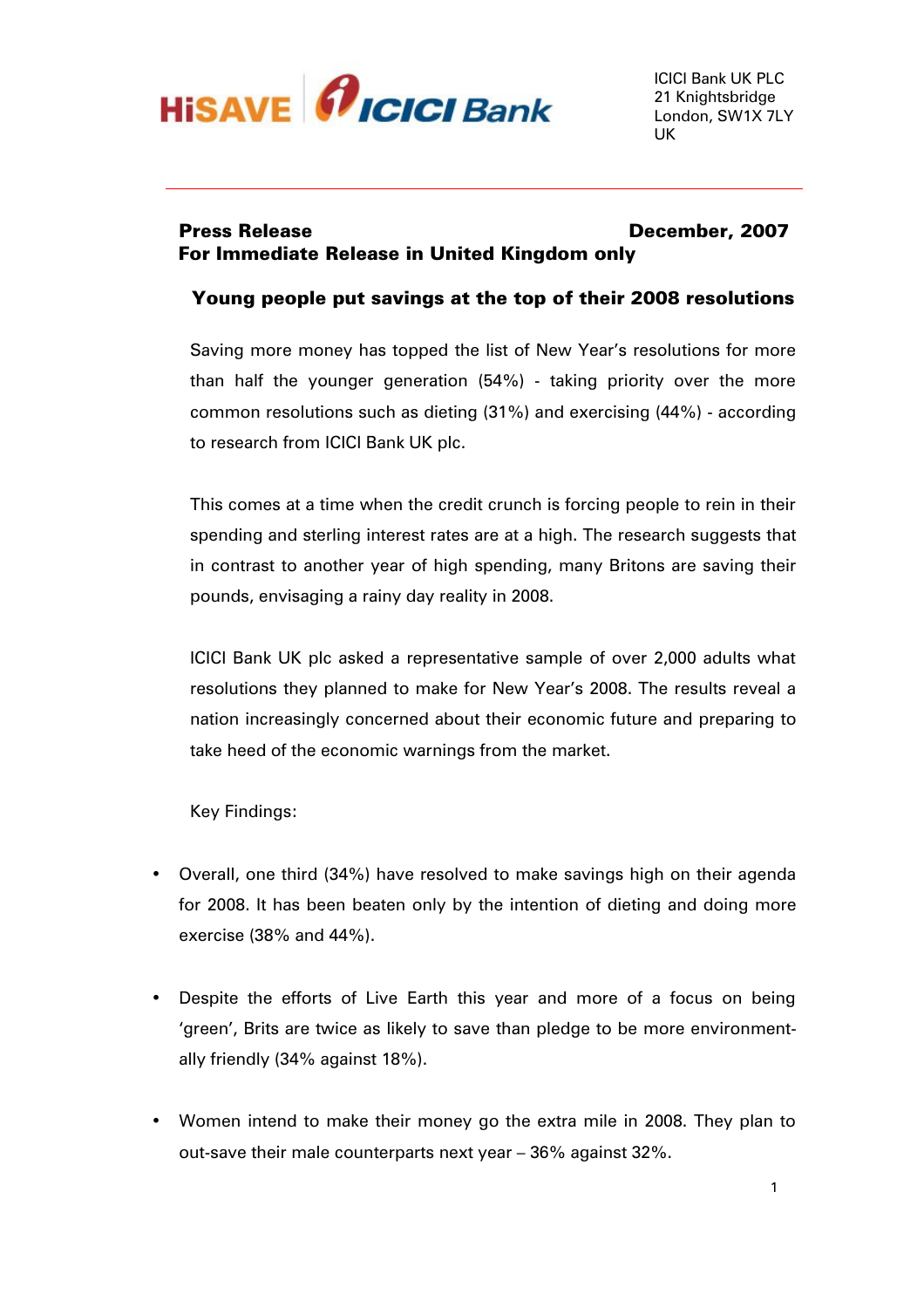HiSAVE | ICICI Bank

ICICI Bank UK PLC
21 Knightsbridge
London, SW1X 7LY
UK

**Press Release** **December, 2007**
**For Immediate Release in United Kingdom only**

## Young people put savings at the top of their 2008 resolutions

Saving more money has topped the list of New Year's resolutions for more than half the younger generation (54%) - taking priority over the more common resolutions such as dieting (31%) and exercising (44%) - according to research from ICICI Bank UK plc.

This comes at a time when the credit crunch is forcing people to rein in their spending and sterling interest rates are at a high. The research suggests that in contrast to another year of high spending, many Britons are saving their pounds, envisaging a rainy day reality in 2008.

ICICI Bank UK plc asked a representative sample of over 2,000 adults what resolutions they planned to make for New Year's 2008. The results reveal a nation increasingly concerned about their economic future and preparing to take heed of the economic warnings from the market.

Key Findings:

- Overall, one third (34%) have resolved to make savings high on their agenda for 2008. It has been beaten only by the intention of dieting and doing more exercise (38% and 44%).
- Despite the efforts of Live Earth this year and more of a focus on being 'green', Brits are twice as likely to save than pledge to be more environment-ally friendly (34% against 18%).
- Women intend to make their money go the extra mile in 2008. They plan to out-save their male counterparts next year – 36% against 32%.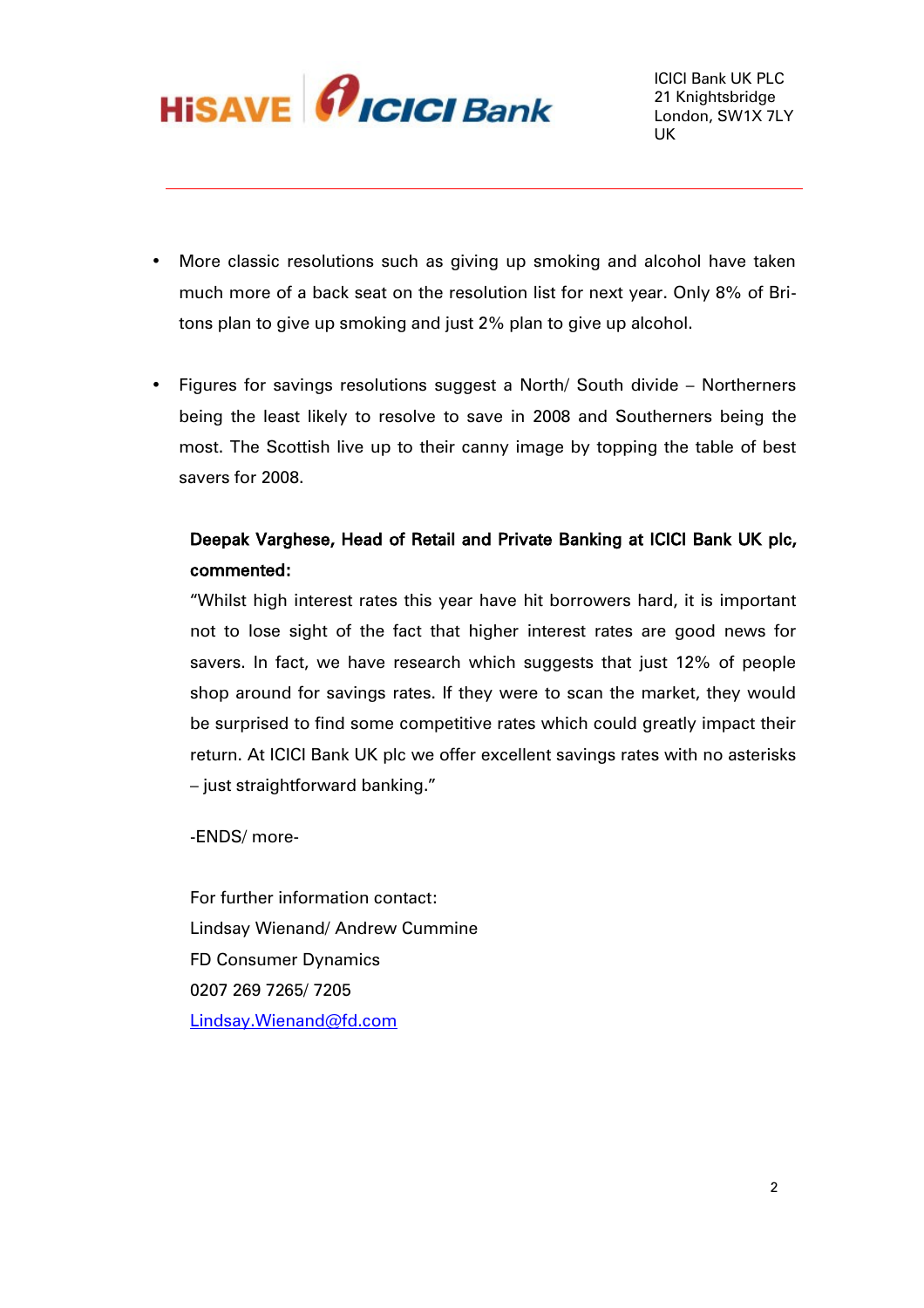- More classic resolutions such as giving up smoking and alcohol have taken much more of a back seat on the resolution list for next year. Only 8% of Britons plan to give up smoking and just 2% plan to give up alcohol.

- Figures for savings resolutions suggest a North/ South divide – Northerners being the least likely to resolve to save in 2008 and Southerners being the most. The Scottish live up to their canny image by topping the table of best savers for 2008.

**Deepak Varghese, Head of Retail and Private Banking at ICICI Bank UK plc, commented:**

"Whilst high interest rates this year have hit borrowers hard, it is important not to lose sight of the fact that higher interest rates are good news for savers. In fact, we have research which suggests that just 12% of people shop around for savings rates. If they were to scan the market, they would be surprised to find some competitive rates which could greatly impact their return. At ICICI Bank UK plc we offer excellent savings rates with no asterisks – just straightforward banking."

-ENDS/ more-

For further information contact:
Lindsay Wienand/ Andrew Cummine
FD Consumer Dynamics
0207 269 7265/ 7205
Lindsay.Wienand@fd.com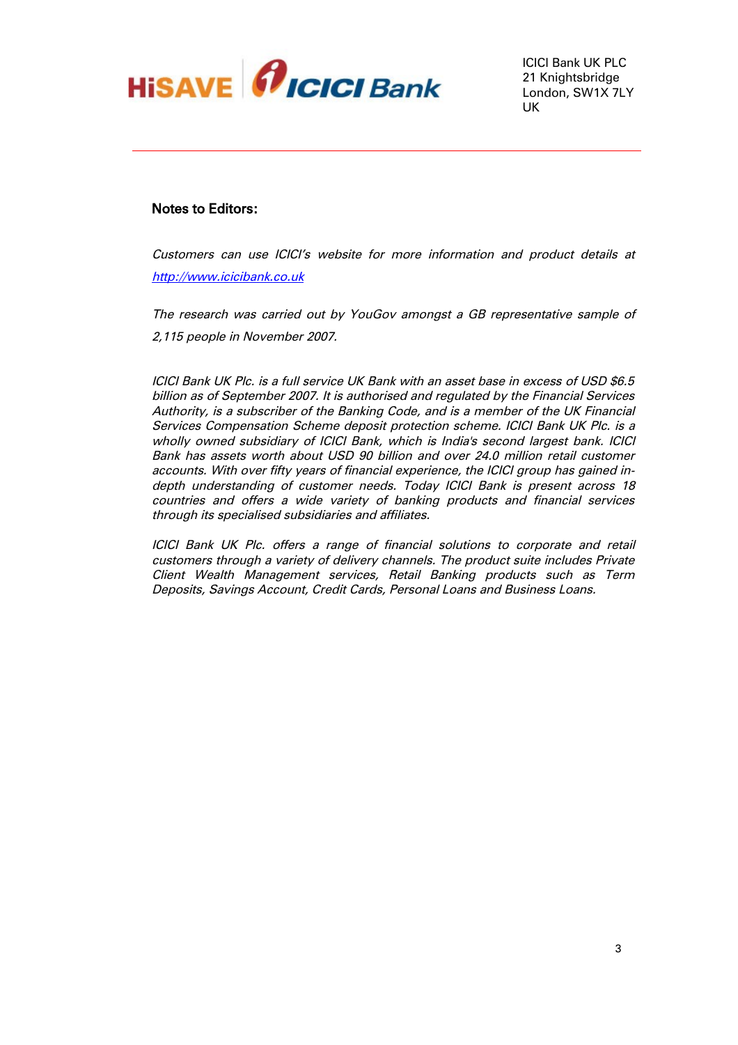ICICI Bank UK PLC
21 Knightsbridge
London, SW1X 7LY
UK

**Notes to Editors:**

*Customers can use ICICI's website for more information and product details at [http://www.icicibank.co.uk](http://www.icicibank.co.uk)*

*The research was carried out by YouGov amongst a GB representative sample of 2,115 people in November 2007.*

*ICICI Bank UK Plc. is a full service UK Bank with an asset base in excess of USD $6.5 billion as of September 2007. It is authorised and regulated by the Financial Services Authority, is a subscriber of the Banking Code, and is a member of the UK Financial Services Compensation Scheme deposit protection scheme. ICICI Bank UK Plc. is a wholly owned subsidiary of ICICI Bank, which is India's second largest bank. ICICI Bank has assets worth about USD 90 billion and over 24.0 million retail customer accounts. With over fifty years of financial experience, the ICICI group has gained in-depth understanding of customer needs. Today ICICI Bank is present across 18 countries and offers a wide variety of banking products and financial services through its specialised subsidiaries and affiliates.*

*ICICI Bank UK Plc. offers a range of financial solutions to corporate and retail customers through a variety of delivery channels. The product suite includes Private Client Wealth Management services, Retail Banking products such as Term Deposits, Savings Account, Credit Cards, Personal Loans and Business Loans.*